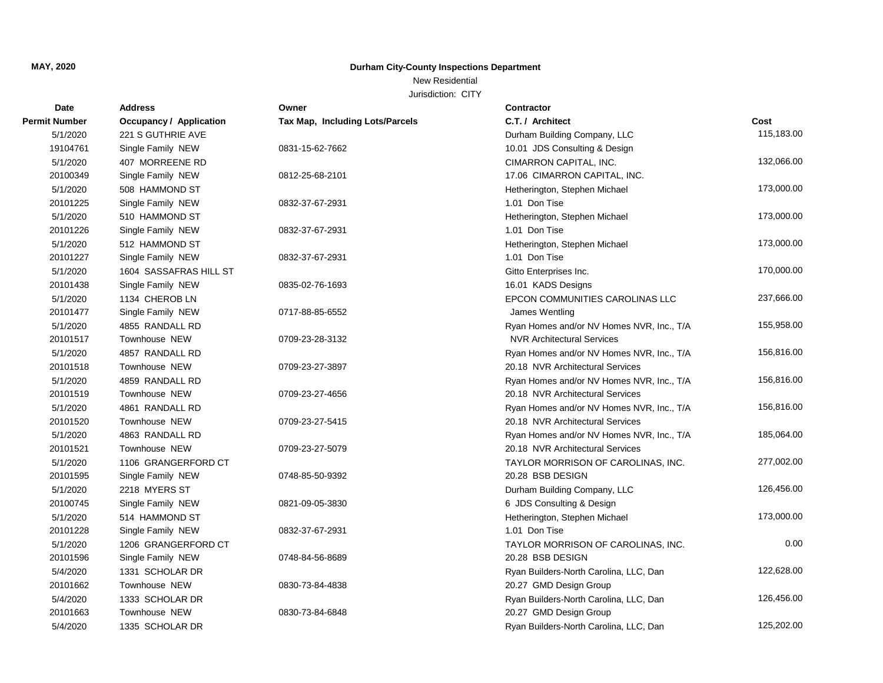**MAY, 2020**

**Durham City-County Inspections Department**

New Residential

Jurisdiction: CITY

| Date<br>Permit Number | Address<br>Occupancy / Application | Owner<br>Tax Map, Including Lots/Parcels | Contractor<br>C.T. / Architect | Cost |
|---|---|---|---|---|
| 5/1/2020<br>19104761 | 221 S GUTHRIE AVE<br>Single Family NEW | 0831-15-62-7662 | Durham Building Company, LLC<br>10.01 JDS Consulting & Design | 115,183.00 |
| 5/1/2020<br>20100349 | 407 MORREENE RD<br>Single Family NEW | 0812-25-68-2101 | CIMARRON CAPITAL, INC.<br>17.06 CIMARRON CAPITAL, INC. | 132,066.00 |
| 5/1/2020<br>20101225 | 508 HAMMOND ST<br>Single Family NEW | 0832-37-67-2931 | Hetherington, Stephen Michael<br>1.01 Don Tise | 173,000.00 |
| 5/1/2020<br>20101226 | 510 HAMMOND ST<br>Single Family NEW | 0832-37-67-2931 | Hetherington, Stephen Michael<br>1.01 Don Tise | 173,000.00 |
| 5/1/2020<br>20101227 | 512 HAMMOND ST<br>Single Family NEW | 0832-37-67-2931 | Hetherington, Stephen Michael<br>1.01 Don Tise | 173,000.00 |
| 5/1/2020<br>20101438 | 1604 SASSAFRAS HILL ST<br>Single Family NEW | 0835-02-76-1693 | Gitto Enterprises Inc.<br>16.01 KADS Designs | 170,000.00 |
| 5/1/2020<br>20101477 | 1134 CHEROB LN<br>Single Family NEW | 0717-88-85-6552 | EPCON COMMUNITIES CAROLINAS LLC<br>James Wentling | 237,666.00 |
| 5/1/2020<br>20101517 | 4855 RANDALL RD<br>Townhouse NEW | 0709-23-28-3132 | Ryan Homes and/or NV Homes NVR, Inc., T/A<br>NVR Architectural Services | 155,958.00 |
| 5/1/2020<br>20101518 | 4857 RANDALL RD<br>Townhouse NEW | 0709-23-27-3897 | Ryan Homes and/or NV Homes NVR, Inc., T/A<br>20.18 NVR Architectural Services | 156,816.00 |
| 5/1/2020<br>20101519 | 4859 RANDALL RD<br>Townhouse NEW | 0709-23-27-4656 | Ryan Homes and/or NV Homes NVR, Inc., T/A<br>20.18 NVR Architectural Services | 156,816.00 |
| 5/1/2020<br>20101520 | 4861 RANDALL RD<br>Townhouse NEW | 0709-23-27-5415 | Ryan Homes and/or NV Homes NVR, Inc., T/A<br>20.18 NVR Architectural Services | 156,816.00 |
| 5/1/2020<br>20101521 | 4863 RANDALL RD<br>Townhouse NEW | 0709-23-27-5079 | Ryan Homes and/or NV Homes NVR, Inc., T/A<br>20.18 NVR Architectural Services | 185,064.00 |
| 5/1/2020<br>20101595 | 1106 GRANGERFORD CT<br>Single Family NEW | 0748-85-50-9392 | TAYLOR MORRISON OF CAROLINAS, INC.<br>20.28 BSB DESIGN | 277,002.00 |
| 5/1/2020<br>20100745 | 2218 MYERS ST<br>Single Family NEW | 0821-09-05-3830 | Durham Building Company, LLC<br>6 JDS Consulting & Design | 126,456.00 |
| 5/1/2020<br>20101228 | 514 HAMMOND ST<br>Single Family NEW | 0832-37-67-2931 | Hetherington, Stephen Michael<br>1.01 Don Tise | 173,000.00 |
| 5/1/2020<br>20101596 | 1206 GRANGERFORD CT<br>Single Family NEW | 0748-84-56-8689 | TAYLOR MORRISON OF CAROLINAS, INC.<br>20.28 BSB DESIGN | 0.00 |
| 5/4/2020<br>20101662 | 1331 SCHOLAR DR<br>Townhouse NEW | 0830-73-84-4838 | Ryan Builders-North Carolina, LLC, Dan<br>20.27 GMD Design Group | 122,628.00 |
| 5/4/2020<br>20101663 | 1333 SCHOLAR DR<br>Townhouse NEW | 0830-73-84-6848 | Ryan Builders-North Carolina, LLC, Dan<br>20.27 GMD Design Group | 126,456.00 |
| 5/4/2020 | 1335 SCHOLAR DR | | Ryan Builders-North Carolina, LLC, Dan | 125,202.00 |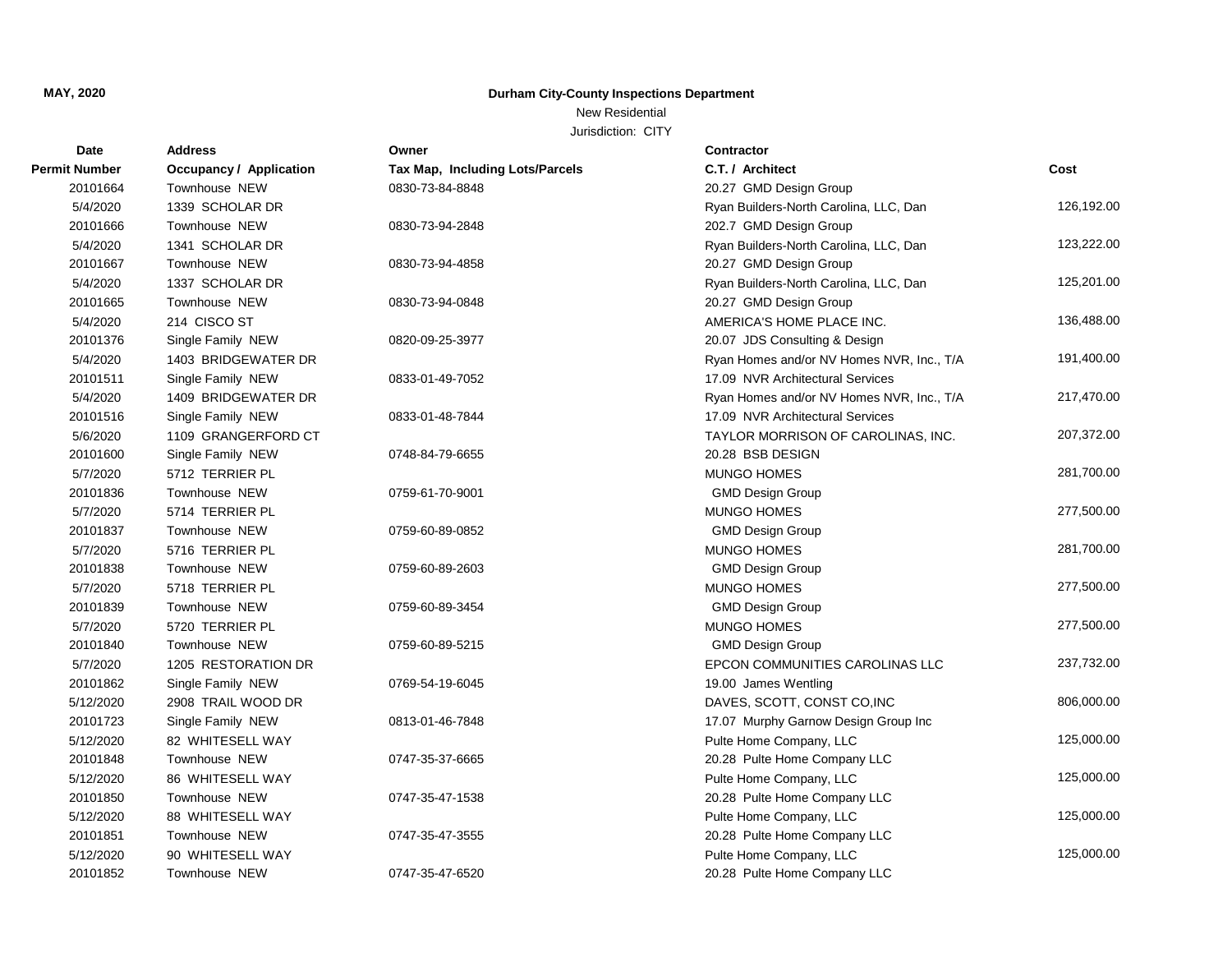**MAY, 2020**

**Durham City-County Inspections Department**

New Residential

Jurisdiction: CITY

| Date<br>Permit Number | Address<br>Occupancy / Application | Owner<br>Tax Map, Including Lots/Parcels | Contractor<br>C.T. / Architect | Cost |
|---|---|---|---|---|
| 20101664 | Townhouse NEW | 0830-73-84-8848 | 20.27 GMD Design Group | |
| 5/4/2020 | 1339 SCHOLAR DR | | Ryan Builders-North Carolina, LLC, Dan | 126,192.00 |
| 20101666 | Townhouse NEW | 0830-73-94-2848 | 202.7 GMD Design Group | |
| 5/4/2020 | 1341 SCHOLAR DR | | Ryan Builders-North Carolina, LLC, Dan | 123,222.00 |
| 20101667 | Townhouse NEW | 0830-73-94-4858 | 20.27 GMD Design Group | |
| 5/4/2020 | 1337 SCHOLAR DR | | Ryan Builders-North Carolina, LLC, Dan | 125,201.00 |
| 20101665 | Townhouse NEW | 0830-73-94-0848 | 20.27 GMD Design Group | |
| 5/4/2020 | 214 CISCO ST | | AMERICA'S HOME PLACE INC. | 136,488.00 |
| 20101376 | Single Family NEW | 0820-09-25-3977 | 20.07 JDS Consulting & Design | |
| 5/4/2020 | 1403 BRIDGEWATER DR | | Ryan Homes and/or NV Homes NVR, Inc., T/A | 191,400.00 |
| 20101511 | Single Family NEW | 0833-01-49-7052 | 17.09 NVR Architectural Services | |
| 5/4/2020 | 1409 BRIDGEWATER DR | | Ryan Homes and/or NV Homes NVR, Inc., T/A | 217,470.00 |
| 20101516 | Single Family NEW | 0833-01-48-7844 | 17.09 NVR Architectural Services | |
| 5/6/2020 | 1109 GRANGERFORD CT | | TAYLOR MORRISON OF CAROLINAS, INC. | 207,372.00 |
| 20101600 | Single Family NEW | 0748-84-79-6655 | 20.28 BSB DESIGN | |
| 5/7/2020 | 5712 TERRIER PL | | MUNGO HOMES | 281,700.00 |
| 20101836 | Townhouse NEW | 0759-61-70-9001 | GMD Design Group | |
| 5/7/2020 | 5714 TERRIER PL | | MUNGO HOMES | 277,500.00 |
| 20101837 | Townhouse NEW | 0759-60-89-0852 | GMD Design Group | |
| 5/7/2020 | 5716 TERRIER PL | | MUNGO HOMES | 281,700.00 |
| 20101838 | Townhouse NEW | 0759-60-89-2603 | GMD Design Group | |
| 5/7/2020 | 5718 TERRIER PL | | MUNGO HOMES | 277,500.00 |
| 20101839 | Townhouse NEW | 0759-60-89-3454 | GMD Design Group | |
| 5/7/2020 | 5720 TERRIER PL | | MUNGO HOMES | 277,500.00 |
| 20101840 | Townhouse NEW | 0759-60-89-5215 | GMD Design Group | |
| 5/7/2020 | 1205 RESTORATION DR | | EPCON COMMUNITIES CAROLINAS LLC | 237,732.00 |
| 20101862 | Single Family NEW | 0769-54-19-6045 | 19.00 James Wentling | |
| 5/12/2020 | 2908 TRAIL WOOD DR | | DAVES, SCOTT, CONST CO,INC | 806,000.00 |
| 20101723 | Single Family NEW | 0813-01-46-7848 | 17.07 Murphy Garnow Design Group Inc | |
| 5/12/2020 | 82 WHITESELL WAY | | Pulte Home Company, LLC | 125,000.00 |
| 20101848 | Townhouse NEW | 0747-35-37-6665 | 20.28 Pulte Home Company LLC | |
| 5/12/2020 | 86 WHITESELL WAY | | Pulte Home Company, LLC | 125,000.00 |
| 20101850 | Townhouse NEW | 0747-35-47-1538 | 20.28 Pulte Home Company LLC | |
| 5/12/2020 | 88 WHITESELL WAY | | Pulte Home Company, LLC | 125,000.00 |
| 20101851 | Townhouse NEW | 0747-35-47-3555 | 20.28 Pulte Home Company LLC | |
| 5/12/2020 | 90 WHITESELL WAY | | Pulte Home Company, LLC | 125,000.00 |
| 20101852 | Townhouse NEW | 0747-35-47-6520 | 20.28 Pulte Home Company LLC | |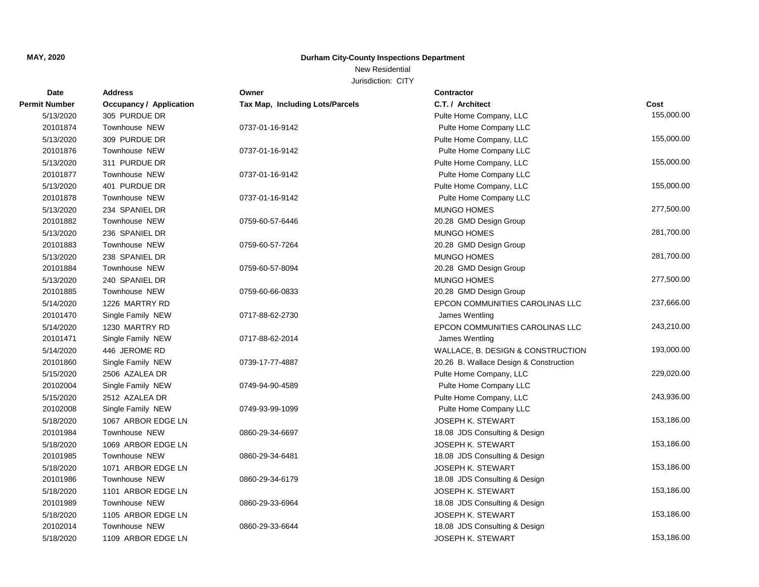**MAY, 2020**

**Durham City-County Inspections Department**

New Residential

Jurisdiction: CITY

| Date / Permit Number | Address / Occupancy / Application | Owner / Tax Map, Including Lots/Parcels | Contractor / C.T. / Architect | Cost |
|---|---|---|---|---|
| 5/13/2020 | 305 PURDUE DR | | Pulte Home Company, LLC | 155,000.00 |
| 20101874 | Townhouse NEW | 0737-01-16-9142 | Pulte Home Company LLC | |
| 5/13/2020 | 309 PURDUE DR | | Pulte Home Company, LLC | 155,000.00 |
| 20101876 | Townhouse NEW | 0737-01-16-9142 | Pulte Home Company LLC | |
| 5/13/2020 | 311 PURDUE DR | | Pulte Home Company, LLC | 155,000.00 |
| 20101877 | Townhouse NEW | 0737-01-16-9142 | Pulte Home Company LLC | |
| 5/13/2020 | 401 PURDUE DR | | Pulte Home Company, LLC | 155,000.00 |
| 20101878 | Townhouse NEW | 0737-01-16-9142 | Pulte Home Company LLC | |
| 5/13/2020 | 234 SPANIEL DR | | MUNGO HOMES | 277,500.00 |
| 20101882 | Townhouse NEW | 0759-60-57-6446 | 20.28 GMD Design Group | |
| 5/13/2020 | 236 SPANIEL DR | | MUNGO HOMES | 281,700.00 |
| 20101883 | Townhouse NEW | 0759-60-57-7264 | 20.28 GMD Design Group | |
| 5/13/2020 | 238 SPANIEL DR | | MUNGO HOMES | 281,700.00 |
| 20101884 | Townhouse NEW | 0759-60-57-8094 | 20.28 GMD Design Group | |
| 5/13/2020 | 240 SPANIEL DR | | MUNGO HOMES | 277,500.00 |
| 20101885 | Townhouse NEW | 0759-60-66-0833 | 20.28 GMD Design Group | |
| 5/14/2020 | 1226 MARTRY RD | | EPCON COMMUNITIES CAROLINAS LLC | 237,666.00 |
| 20101470 | Single Family NEW | 0717-88-62-2730 | James Wentling | |
| 5/14/2020 | 1230 MARTRY RD | | EPCON COMMUNITIES CAROLINAS LLC | 243,210.00 |
| 20101471 | Single Family NEW | 0717-88-62-2014 | James Wentling | |
| 5/14/2020 | 446 JEROME RD | | WALLACE, B. DESIGN & CONSTRUCTION | 193,000.00 |
| 20101860 | Single Family NEW | 0739-17-77-4887 | 20.26 B. Wallace Design & Construction | |
| 5/15/2020 | 2506 AZALEA DR | | Pulte Home Company, LLC | 229,020.00 |
| 20102004 | Single Family NEW | 0749-94-90-4589 | Pulte Home Company LLC | |
| 5/15/2020 | 2512 AZALEA DR | | Pulte Home Company, LLC | 243,936.00 |
| 20102008 | Single Family NEW | 0749-93-99-1099 | Pulte Home Company LLC | |
| 5/18/2020 | 1067 ARBOR EDGE LN | | JOSEPH K. STEWART | 153,186.00 |
| 20101984 | Townhouse NEW | 0860-29-34-6697 | 18.08 JDS Consulting & Design | |
| 5/18/2020 | 1069 ARBOR EDGE LN | | JOSEPH K. STEWART | 153,186.00 |
| 20101985 | Townhouse NEW | 0860-29-34-6481 | 18.08 JDS Consulting & Design | |
| 5/18/2020 | 1071 ARBOR EDGE LN | | JOSEPH K. STEWART | 153,186.00 |
| 20101986 | Townhouse NEW | 0860-29-34-6179 | 18.08 JDS Consulting & Design | |
| 5/18/2020 | 1101 ARBOR EDGE LN | | JOSEPH K. STEWART | 153,186.00 |
| 20101989 | Townhouse NEW | 0860-29-33-6964 | 18.08 JDS Consulting & Design | |
| 5/18/2020 | 1105 ARBOR EDGE LN | | JOSEPH K. STEWART | 153,186.00 |
| 20102014 | Townhouse NEW | 0860-29-33-6644 | 18.08 JDS Consulting & Design | |
| 5/18/2020 | 1109 ARBOR EDGE LN | | JOSEPH K. STEWART | 153,186.00 |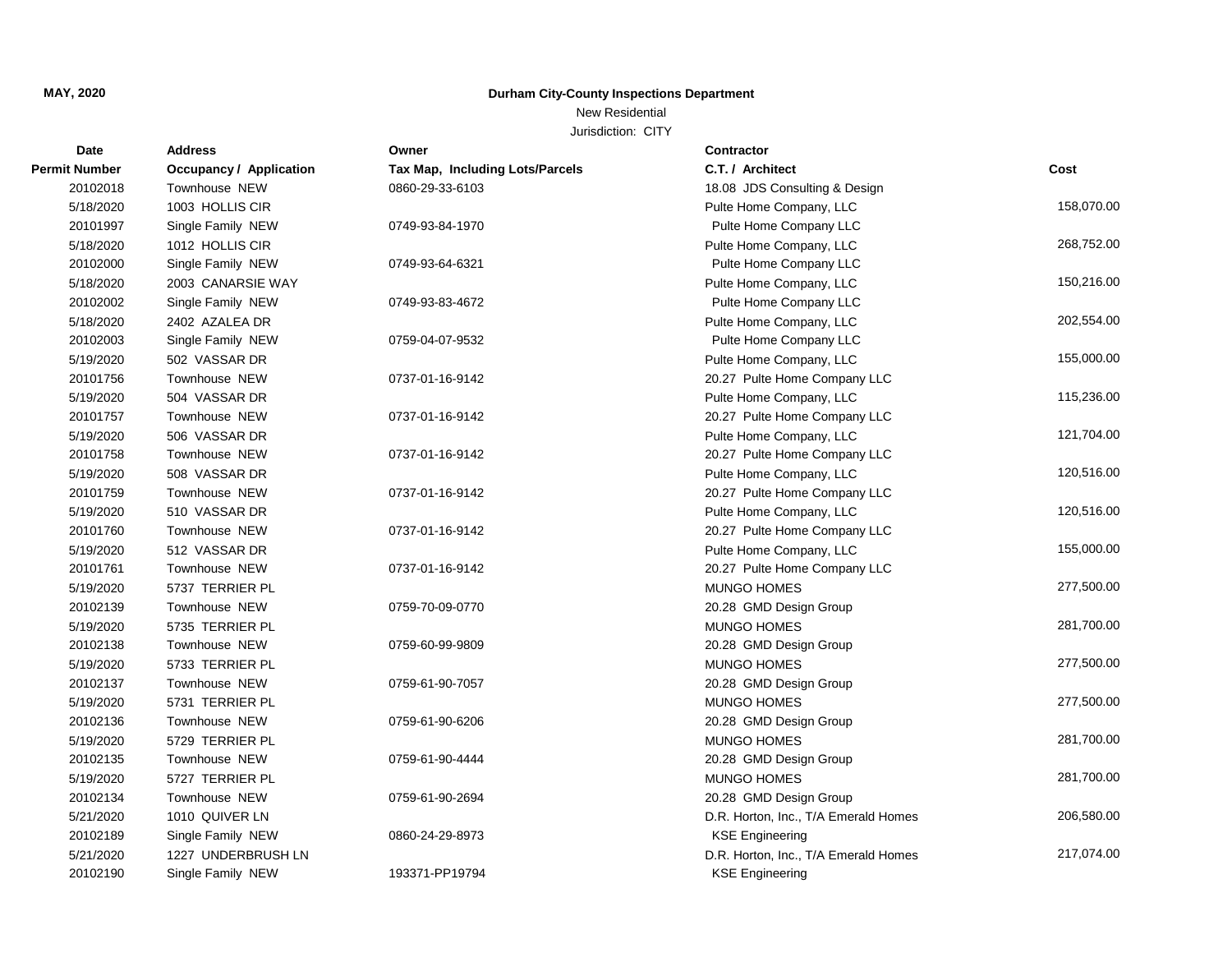**MAY, 2020**

**Durham City-County Inspections Department**

New Residential

Jurisdiction: CITY

| Date<br>Permit Number | Address<br>Occupancy / Application | Owner<br>Tax Map, Including Lots/Parcels | Contractor<br>C.T. / Architect | Cost |
|---|---|---|---|---|
| 20102018 | Townhouse NEW | 0860-29-33-6103 | 18.08 JDS Consulting & Design | |
| 5/18/2020 | 1003 HOLLIS CIR | | Pulte Home Company, LLC | 158,070.00 |
| 20101997 | Single Family NEW | 0749-93-84-1970 | Pulte Home Company LLC | |
| 5/18/2020 | 1012 HOLLIS CIR | | Pulte Home Company, LLC | 268,752.00 |
| 20102000 | Single Family NEW | 0749-93-64-6321 | Pulte Home Company LLC | |
| 5/18/2020 | 2003 CANARSIE WAY | | Pulte Home Company, LLC | 150,216.00 |
| 20102002 | Single Family NEW | 0749-93-83-4672 | Pulte Home Company LLC | |
| 5/18/2020 | 2402 AZALEA DR | | Pulte Home Company, LLC | 202,554.00 |
| 20102003 | Single Family NEW | 0759-04-07-9532 | Pulte Home Company LLC | |
| 5/19/2020 | 502 VASSAR DR | | Pulte Home Company, LLC | 155,000.00 |
| 20101756 | Townhouse NEW | 0737-01-16-9142 | 20.27 Pulte Home Company LLC | |
| 5/19/2020 | 504 VASSAR DR | | Pulte Home Company, LLC | 115,236.00 |
| 20101757 | Townhouse NEW | 0737-01-16-9142 | 20.27 Pulte Home Company LLC | |
| 5/19/2020 | 506 VASSAR DR | | Pulte Home Company, LLC | 121,704.00 |
| 20101758 | Townhouse NEW | 0737-01-16-9142 | 20.27 Pulte Home Company LLC | |
| 5/19/2020 | 508 VASSAR DR | | Pulte Home Company, LLC | 120,516.00 |
| 20101759 | Townhouse NEW | 0737-01-16-9142 | 20.27 Pulte Home Company LLC | |
| 5/19/2020 | 510 VASSAR DR | | Pulte Home Company, LLC | 120,516.00 |
| 20101760 | Townhouse NEW | 0737-01-16-9142 | 20.27 Pulte Home Company LLC | |
| 5/19/2020 | 512 VASSAR DR | | Pulte Home Company, LLC | 155,000.00 |
| 20101761 | Townhouse NEW | 0737-01-16-9142 | 20.27 Pulte Home Company LLC | |
| 5/19/2020 | 5737 TERRIER PL | | MUNGO HOMES | 277,500.00 |
| 20102139 | Townhouse NEW | 0759-70-09-0770 | 20.28 GMD Design Group | |
| 5/19/2020 | 5735 TERRIER PL | | MUNGO HOMES | 281,700.00 |
| 20102138 | Townhouse NEW | 0759-60-99-9809 | 20.28 GMD Design Group | |
| 5/19/2020 | 5733 TERRIER PL | | MUNGO HOMES | 277,500.00 |
| 20102137 | Townhouse NEW | 0759-61-90-7057 | 20.28 GMD Design Group | |
| 5/19/2020 | 5731 TERRIER PL | | MUNGO HOMES | 277,500.00 |
| 20102136 | Townhouse NEW | 0759-61-90-6206 | 20.28 GMD Design Group | |
| 5/19/2020 | 5729 TERRIER PL | | MUNGO HOMES | 281,700.00 |
| 20102135 | Townhouse NEW | 0759-61-90-4444 | 20.28 GMD Design Group | |
| 5/19/2020 | 5727 TERRIER PL | | MUNGO HOMES | 281,700.00 |
| 20102134 | Townhouse NEW | 0759-61-90-2694 | 20.28 GMD Design Group | |
| 5/21/2020 | 1010 QUIVER LN | | D.R. Horton, Inc., T/A Emerald Homes | 206,580.00 |
| 20102189 | Single Family NEW | 0860-24-29-8973 | KSE Engineering | |
| 5/21/2020 | 1227 UNDERBRUSH LN | | D.R. Horton, Inc., T/A Emerald Homes | 217,074.00 |
| 20102190 | Single Family NEW | 193371-PP19794 | KSE Engineering | |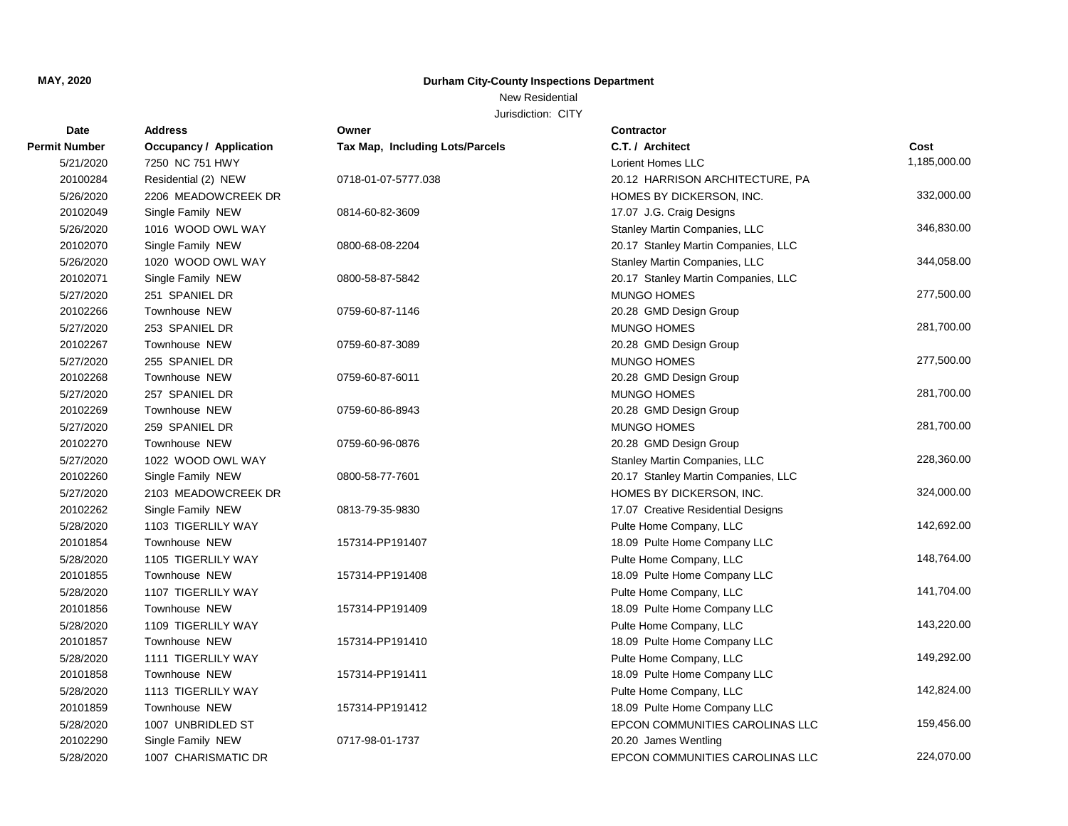**MAY, 2020**

**Durham City-County Inspections Department**

New Residential

Jurisdiction: CITY

| Date / Permit Number | Address / Occupancy / Application | Owner / Tax Map, Including Lots/Parcels | Contractor / C.T. / Architect | Cost |
|---|---|---|---|---|
| 5/21/2020 | 7250 NC 751 HWY | | Lorient Homes LLC | 1,185,000.00 |
| 20100284 | Residential (2) NEW | 0718-01-07-5777.038 | 20.12 HARRISON ARCHITECTURE, PA | |
| 5/26/2020 | 2206 MEADOWCREEK DR | | HOMES BY DICKERSON, INC. | 332,000.00 |
| 20102049 | Single Family NEW | 0814-60-82-3609 | 17.07 J.G. Craig Designs | |
| 5/26/2020 | 1016 WOOD OWL WAY | | Stanley Martin Companies, LLC | 346,830.00 |
| 20102070 | Single Family NEW | 0800-68-08-2204 | 20.17 Stanley Martin Companies, LLC | |
| 5/26/2020 | 1020 WOOD OWL WAY | | Stanley Martin Companies, LLC | 344,058.00 |
| 20102071 | Single Family NEW | 0800-58-87-5842 | 20.17 Stanley Martin Companies, LLC | |
| 5/27/2020 | 251 SPANIEL DR | | MUNGO HOMES | 277,500.00 |
| 20102266 | Townhouse NEW | 0759-60-87-1146 | 20.28 GMD Design Group | |
| 5/27/2020 | 253 SPANIEL DR | | MUNGO HOMES | 281,700.00 |
| 20102267 | Townhouse NEW | 0759-60-87-3089 | 20.28 GMD Design Group | |
| 5/27/2020 | 255 SPANIEL DR | | MUNGO HOMES | 277,500.00 |
| 20102268 | Townhouse NEW | 0759-60-87-6011 | 20.28 GMD Design Group | |
| 5/27/2020 | 257 SPANIEL DR | | MUNGO HOMES | 281,700.00 |
| 20102269 | Townhouse NEW | 0759-60-86-8943 | 20.28 GMD Design Group | |
| 5/27/2020 | 259 SPANIEL DR | | MUNGO HOMES | 281,700.00 |
| 20102270 | Townhouse NEW | 0759-60-96-0876 | 20.28 GMD Design Group | |
| 5/27/2020 | 1022 WOOD OWL WAY | | Stanley Martin Companies, LLC | 228,360.00 |
| 20102260 | Single Family NEW | 0800-58-77-7601 | 20.17 Stanley Martin Companies, LLC | |
| 5/27/2020 | 2103 MEADOWCREEK DR | | HOMES BY DICKERSON, INC. | 324,000.00 |
| 20102262 | Single Family NEW | 0813-79-35-9830 | 17.07 Creative Residential Designs | |
| 5/28/2020 | 1103 TIGERLILY WAY | | Pulte Home Company, LLC | 142,692.00 |
| 20101854 | Townhouse NEW | 157314-PP191407 | 18.09 Pulte Home Company LLC | |
| 5/28/2020 | 1105 TIGERLILY WAY | | Pulte Home Company, LLC | 148,764.00 |
| 20101855 | Townhouse NEW | 157314-PP191408 | 18.09 Pulte Home Company LLC | |
| 5/28/2020 | 1107 TIGERLILY WAY | | Pulte Home Company, LLC | 141,704.00 |
| 20101856 | Townhouse NEW | 157314-PP191409 | 18.09 Pulte Home Company LLC | |
| 5/28/2020 | 1109 TIGERLILY WAY | | Pulte Home Company, LLC | 143,220.00 |
| 20101857 | Townhouse NEW | 157314-PP191410 | 18.09 Pulte Home Company LLC | |
| 5/28/2020 | 1111 TIGERLILY WAY | | Pulte Home Company, LLC | 149,292.00 |
| 20101858 | Townhouse NEW | 157314-PP191411 | 18.09 Pulte Home Company LLC | |
| 5/28/2020 | 1113 TIGERLILY WAY | | Pulte Home Company, LLC | 142,824.00 |
| 20101859 | Townhouse NEW | 157314-PP191412 | 18.09 Pulte Home Company LLC | |
| 5/28/2020 | 1007 UNBRIDLED ST | | EPCON COMMUNITIES CAROLINAS LLC | 159,456.00 |
| 20102290 | Single Family NEW | 0717-98-01-1737 | 20.20 James Wentling | |
| 5/28/2020 | 1007 CHARISMATIC DR | | EPCON COMMUNITIES CAROLINAS LLC | 224,070.00 |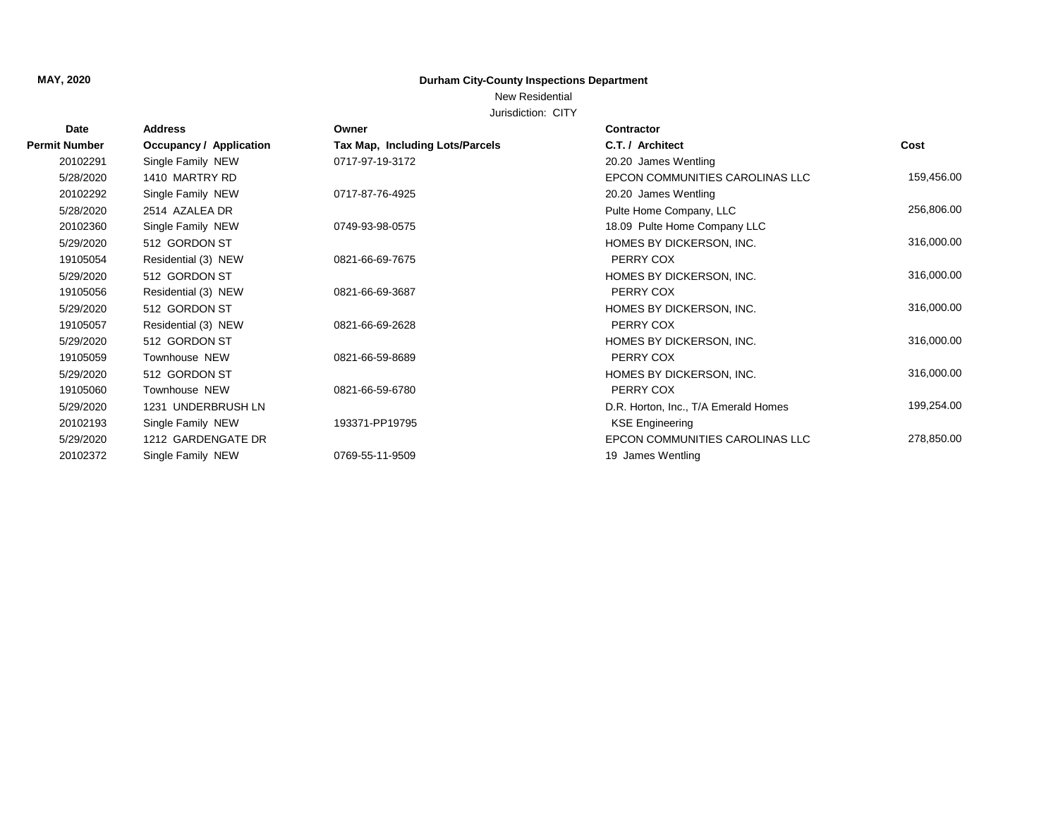**MAY, 2020**

**Durham City-County Inspections Department**

New Residential

Jurisdiction: CITY

| Date | Address | Owner | Contractor | |
|---|---|---|---|---|
| **Permit Number** | **Occupancy / Application** | **Tax Map, Including Lots/Parcels** | **C.T. / Architect** | **Cost** |
| 20102291 | Single Family NEW | 0717-97-19-3172 | 20.20 James Wentling | |
| 5/28/2020 | 1410 MARTRY RD | | EPCON COMMUNITIES CAROLINAS LLC | 159,456.00 |
| 20102292 | Single Family NEW | 0717-87-76-4925 | 20.20 James Wentling | |
| 5/28/2020 | 2514 AZALEA DR | | Pulte Home Company, LLC | 256,806.00 |
| 20102360 | Single Family NEW | 0749-93-98-0575 | 18.09 Pulte Home Company LLC | |
| 5/29/2020 | 512 GORDON ST | | HOMES BY DICKERSON, INC. | 316,000.00 |
| 19105054 | Residential (3) NEW | 0821-66-69-7675 | PERRY COX | |
| 5/29/2020 | 512 GORDON ST | | HOMES BY DICKERSON, INC. | 316,000.00 |
| 19105056 | Residential (3) NEW | 0821-66-69-3687 | PERRY COX | |
| 5/29/2020 | 512 GORDON ST | | HOMES BY DICKERSON, INC. | 316,000.00 |
| 19105057 | Residential (3) NEW | 0821-66-69-2628 | PERRY COX | |
| 5/29/2020 | 512 GORDON ST | | HOMES BY DICKERSON, INC. | 316,000.00 |
| 19105059 | Townhouse NEW | 0821-66-59-8689 | PERRY COX | |
| 5/29/2020 | 512 GORDON ST | | HOMES BY DICKERSON, INC. | 316,000.00 |
| 19105060 | Townhouse NEW | 0821-66-59-6780 | PERRY COX | |
| 5/29/2020 | 1231 UNDERBRUSH LN | | D.R. Horton, Inc., T/A Emerald Homes | 199,254.00 |
| 20102193 | Single Family NEW | 193371-PP19795 | KSE Engineering | |
| 5/29/2020 | 1212 GARDENGATE DR | | EPCON COMMUNITIES CAROLINAS LLC | 278,850.00 |
| 20102372 | Single Family NEW | 0769-55-11-9509 | 19 James Wentling | |